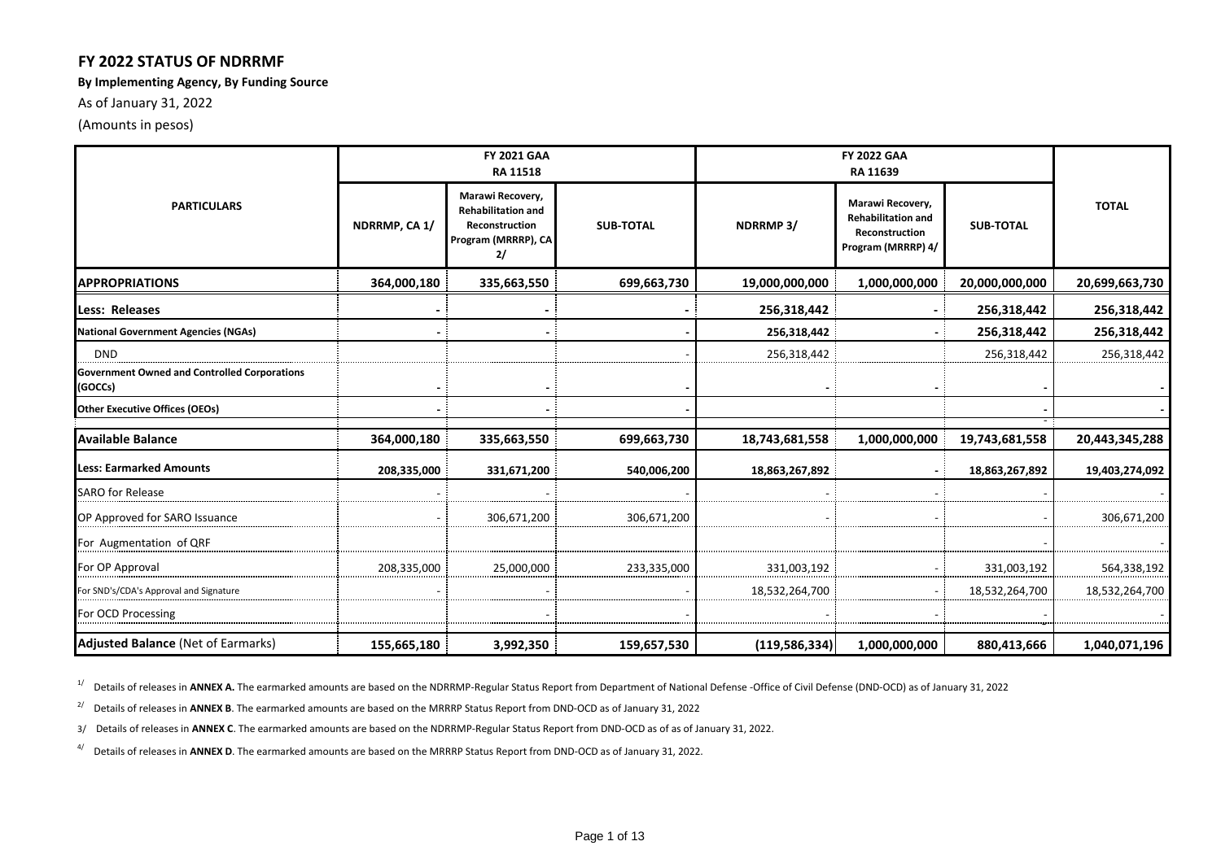## FY 2022 STATUS OF NDRRMF

**By Implementing Agency, By Funding Source**

As of January 31, 2022

(Amounts in pesos)

| PARTICULARS | FY 2021 GAA RA 11518 | | | FY 2022 GAA RA 11639 | | | TOTAL |
|---|---|---|---|---|---|---|---|
| | NDRRMP, CA 1/ | Marawi Recovery, Rehabilitation and Reconstruction Program (MRRRP), CA 2/ | SUB-TOTAL | NDRRMP 3/ | Marawi Recovery, Rehabilitation and Reconstruction Program (MRRRP) 4/ | SUB-TOTAL | |
| **APPROPRIATIONS** | **364,000,180** | **335,663,550** | **699,663,730** | **19,000,000,000** | **1,000,000,000** | **20,000,000,000** | **20,699,663,730** |
| **Less: Releases** | **-** | **-** | **-** | **256,318,442** | **-** | **256,318,442** | **256,318,442** |
| **National Government Agencies (NGAs)** | **-** | **-** | **-** | **256,318,442** | **-** | **256,318,442** | **256,318,442** |
| DND | | | - | 256,318,442 | | 256,318,442 | 256,318,442 |
| **Government Owned and Controlled Corporations (GOCCs)** | **-** | **-** | **-** | **-** | **-** | **-** | **-** |
| **Other Executive Offices (OEOs)** | **-** | **-** | **-** | | | **-** | **-** |
| **Available Balance** | **364,000,180** | **335,663,550** | **699,663,730** | **18,743,681,558** | **1,000,000,000** | **19,743,681,558** | **20,443,345,288** |
| **Less: Earmarked Amounts** | **208,335,000** | **331,671,200** | **540,006,200** | **18,863,267,892** | **-** | **18,863,267,892** | **19,403,274,092** |
| SARO for Release | - | - | - | - | - | - | - |
| OP Approved for SARO Issuance | - | 306,671,200 | 306,671,200 | - | - | - | 306,671,200 |
| For Augmentation of QRF | | | | | | - | - |
| For OP Approval | 208,335,000 | 25,000,000 | 233,335,000 | 331,003,192 | - | 331,003,192 | 564,338,192 |
| For SND's/CDA's Approval and Signature | - | - | - | 18,532,264,700 | - | 18,532,264,700 | 18,532,264,700 |
| For OCD Processing | | - | - | - | - | - | - |
| **Adjusted Balance** (Net of Earmarks) | **155,665,180** | **3,992,350** | **159,657,530** | **(119,586,334)** | **1,000,000,000** | **880,413,666** | **1,040,071,196** |

1/ Details of releases in **ANNEX A.** The earmarked amounts are based on the NDRRMP-Regular Status Report from Department of National Defense -Office of Civil Defense (DND-OCD) as of January 31, 2022

2/ Details of releases in **ANNEX B**. The earmarked amounts are based on the MRRRP Status Report from DND-OCD as of January 31, 2022

3/ Details of releases in **ANNEX C**. The earmarked amounts are based on the NDRRMP-Regular Status Report from DND-OCD as of as of January 31, 2022.

4/ Details of releases in **ANNEX D**. The earmarked amounts are based on the MRRRP Status Report from DND-OCD as of January 31, 2022.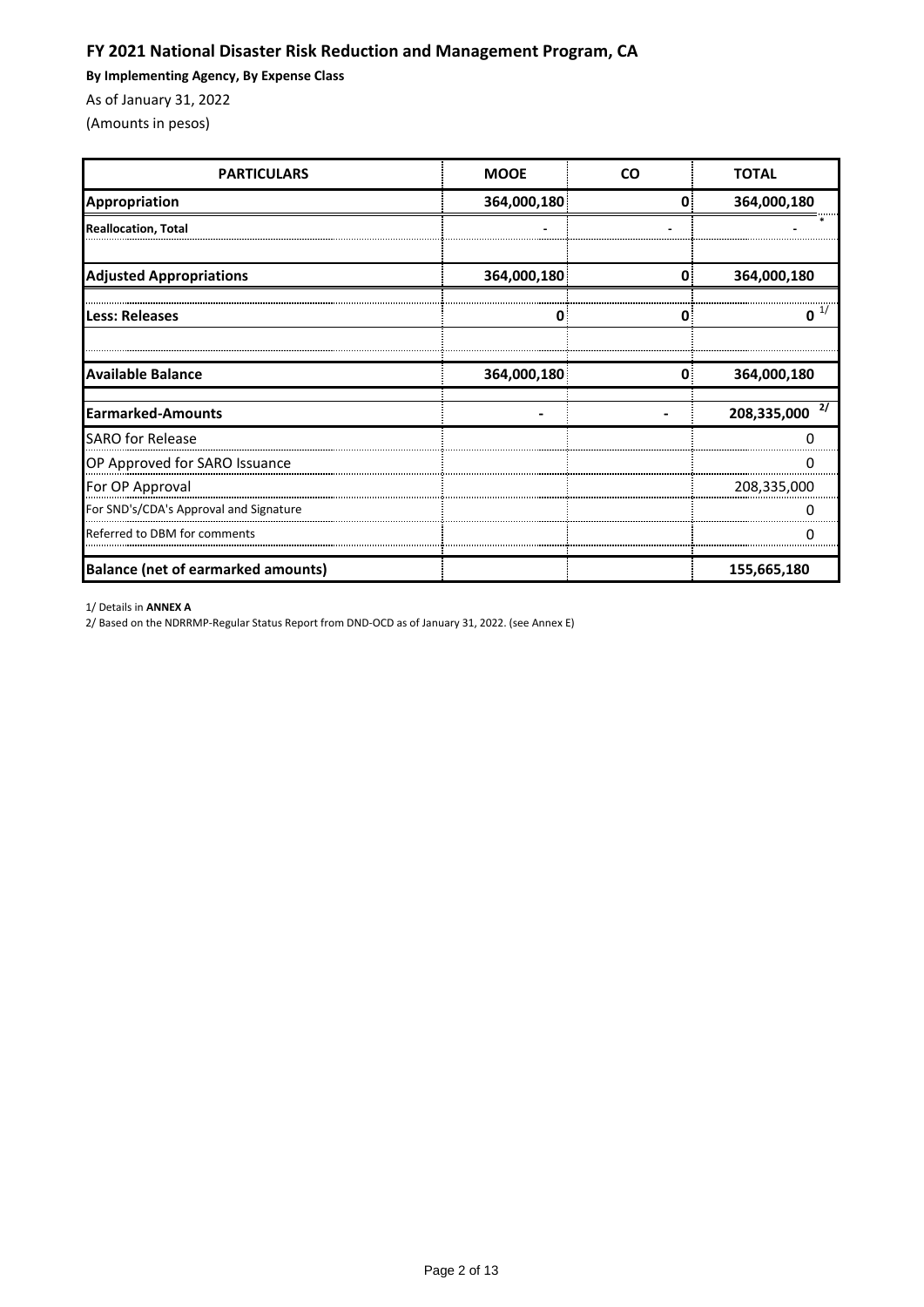# FY 2021 National Disaster Risk Reduction and Management Program, CA

**By Implementing Agency, By Expense Class**

As of January 31, 2022

(Amounts in pesos)

| PARTICULARS | MOOE | CO | TOTAL |
|---|---|---|---|
| **Appropriation** | **364,000,180** | **0** | **364,000,180** |
| **Reallocation, Total** | - | - | - * |
| | | | |
| **Adjusted Appropriations** | **364,000,180** | **0** | **364,000,180** |
| **Less: Releases** | **0** | **0** | **0** 1/ |
| | | | |
| **Available Balance** | **364,000,180** | **0** | **364,000,180** |
| **Earmarked-Amounts** | **-** | **-** | **208,335,000** 2/ |
| SARO for Release | | | 0 |
| OP Approved for SARO Issuance | | | 0 |
| For OP Approval | | | 208,335,000 |
| For SND's/CDA's Approval and Signature | | | 0 |
| Referred to DBM for comments | | | 0 |
| **Balance (net of earmarked amounts)** | | | **155,665,180** |

1/ Details in **ANNEX A**

2/ Based on the NDRRMP-Regular Status Report from DND-OCD as of January 31, 2022. (see Annex E)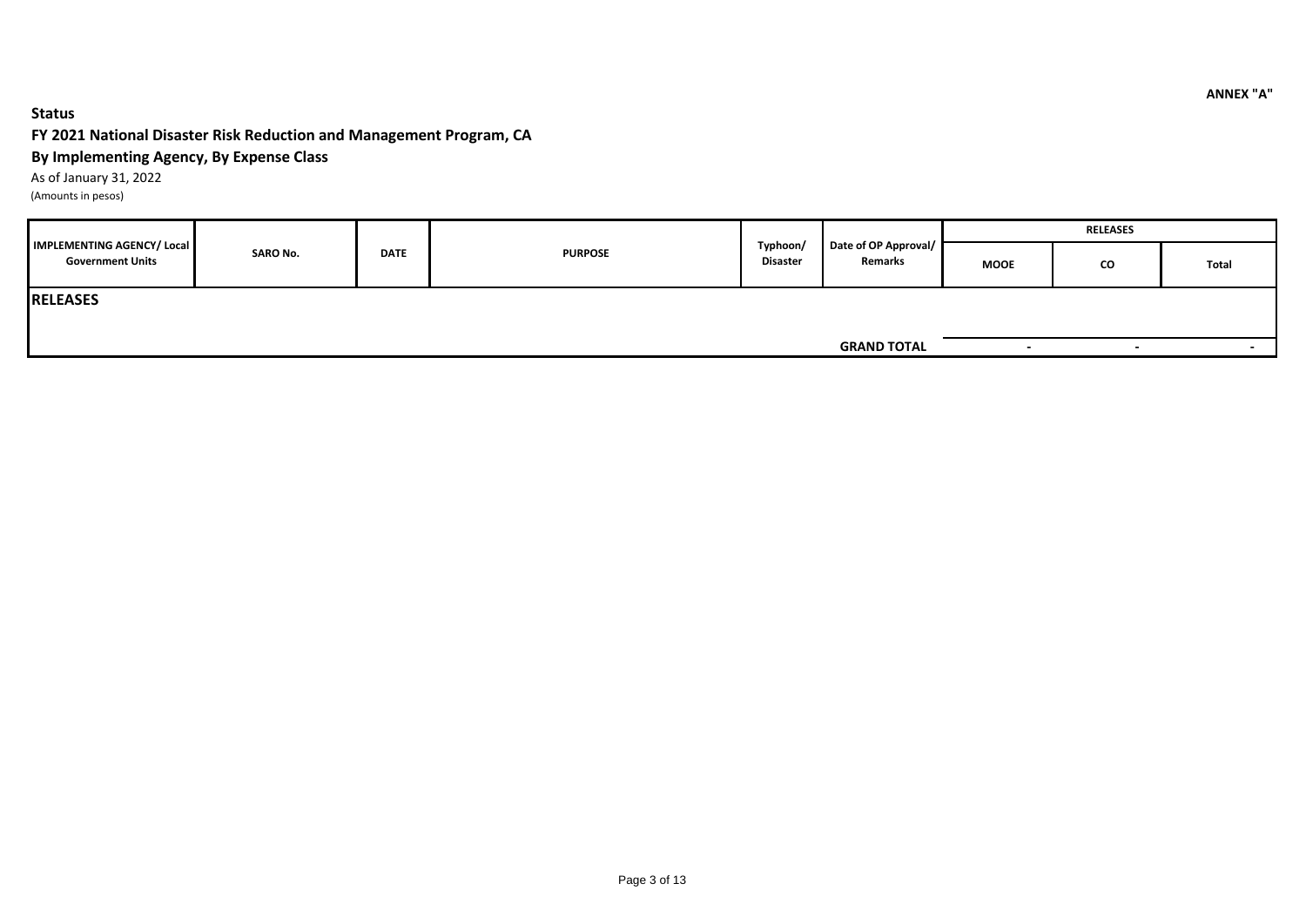ANNEX "A"

**Status**

**FY 2021 National Disaster Risk Reduction and Management Program, CA**

**By Implementing Agency, By Expense Class**

As of January 31, 2022

(Amounts in pesos)

| IMPLEMENTING AGENCY/ Local Government Units | SARO No. | DATE | PURPOSE | Typhoon/ Disaster | Date of OP Approval/ Remarks | RELEASES | | |
|---|---|---|---|---|---|---|---|---|
| | | | | | | MOOE | CO | Total |
| **RELEASES** | | | | | | | | |
| | | | | | **GRAND TOTAL** | - | - | - |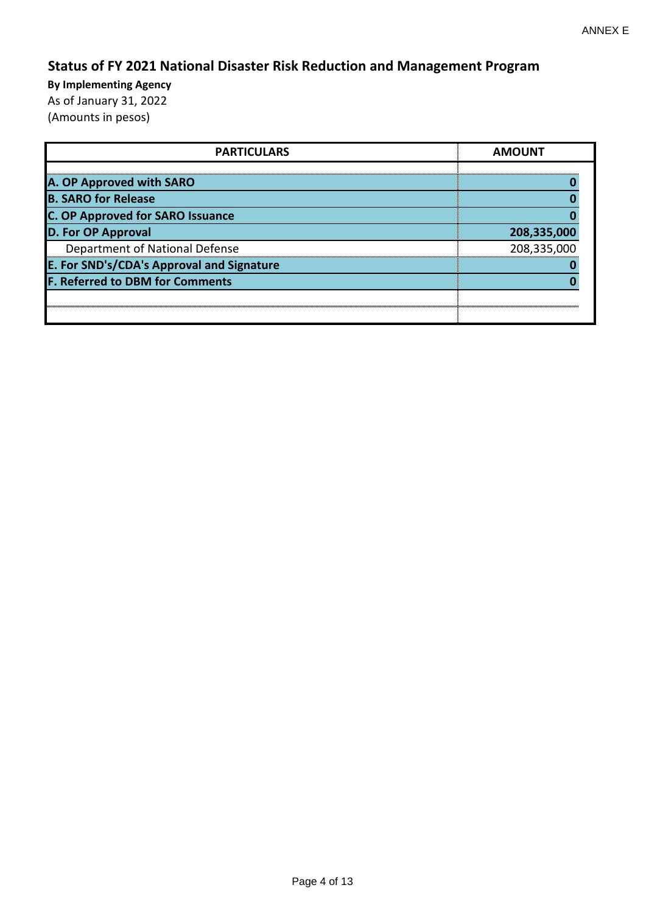ANNEX E

## Status of FY 2021 National Disaster Risk Reduction and Management Program

**By Implementing Agency**

As of January 31, 2022

(Amounts in pesos)

| PARTICULARS | AMOUNT |
|---|---|
| **A. OP Approved with SARO** | **0** |
| **B. SARO for Release** | **0** |
| **C. OP Approved for SARO Issuance** | **0** |
| **D. For OP Approval** | **208,335,000** |
| Department of National Defense | 208,335,000 |
| **E. For SND's/CDA's Approval and Signature** | **0** |
| **F. Referred to DBM for Comments** | **0** |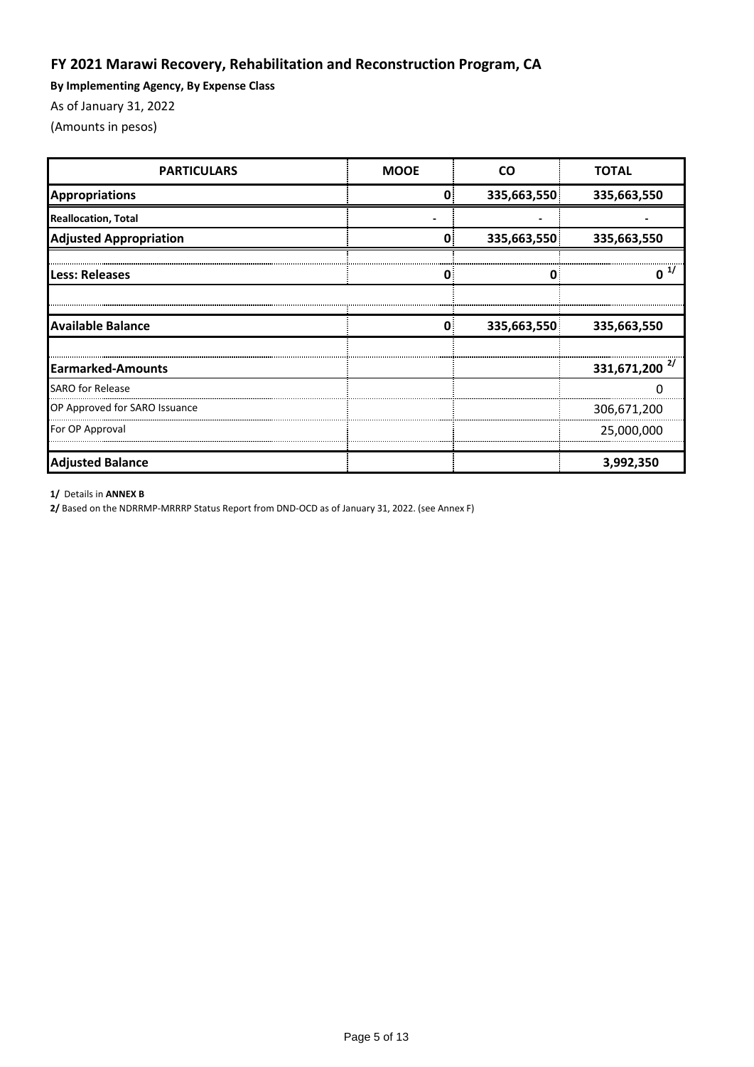## FY 2021 Marawi Recovery, Rehabilitation and Reconstruction Program, CA

**By Implementing Agency, By Expense Class**

As of January 31, 2022

(Amounts in pesos)

| PARTICULARS | MOOE | CO | TOTAL |
|---|---|---|---|
| **Appropriations** | **0** | **335,663,550** | **335,663,550** |
| **Reallocation, Total** | **-** | **-** | **-** |
| **Adjusted Appropriation** | **0** | **335,663,550** | **335,663,550** |
| **Less: Releases** | **0** | **0** | **0** [1/] |
| **Available Balance** | **0** | **335,663,550** | **335,663,550** |
| **Earmarked-Amounts** | | | **331,671,200** [2/] |
| SARO for Release | | | 0 |
| OP Approved for SARO Issuance | | | 306,671,200 |
| For OP Approval | | | 25,000,000 |
| **Adjusted Balance** | | | **3,992,350** |

**1/** Details in **ANNEX B**

**2/** Based on the NDRRMP-MRRRP Status Report from DND-OCD as of January 31, 2022. (see Annex F)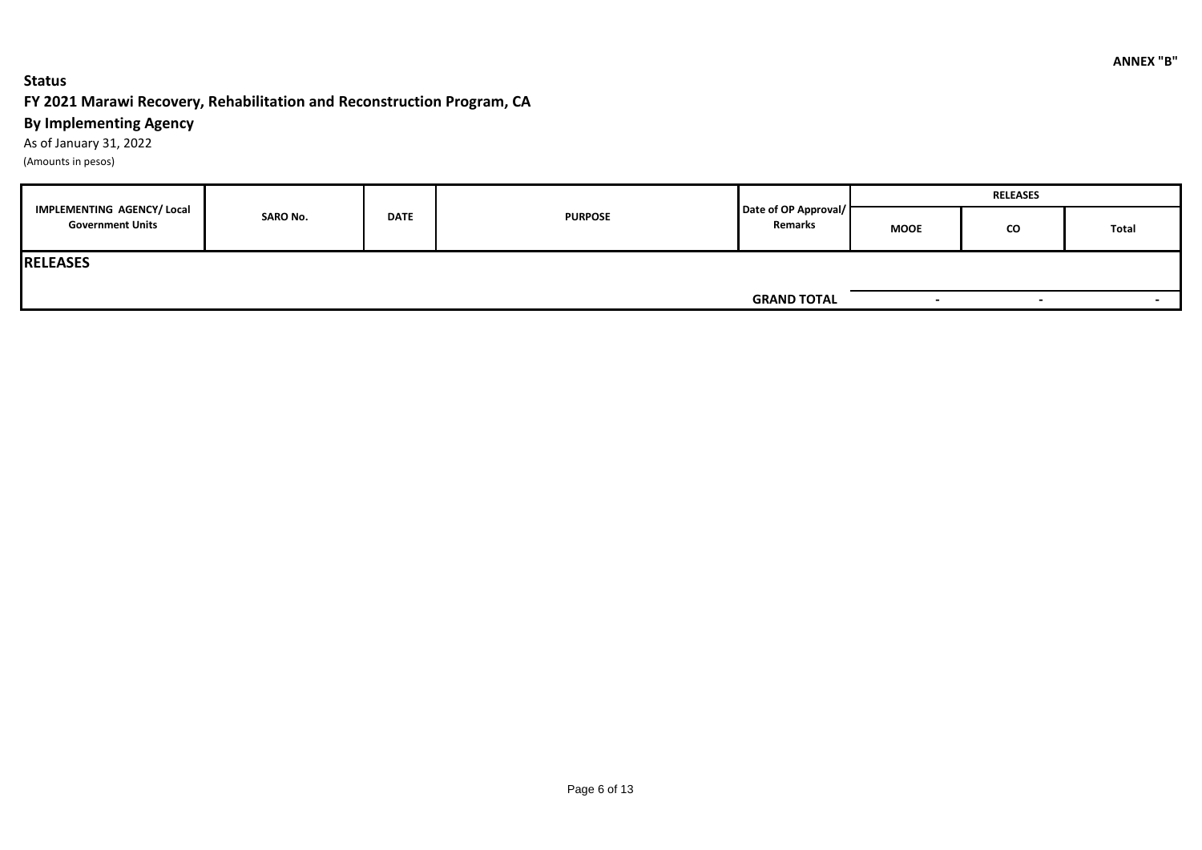ANNEX "B"

**Status**

**FY 2021 Marawi Recovery, Rehabilitation and Reconstruction Program, CA**

**By Implementing Agency**

As of January 31, 2022

(Amounts in pesos)

| IMPLEMENTING AGENCY/ Local Government Units | SARO No. | DATE | PURPOSE | Date of OP Approval/ Remarks | RELEASES | | |
|---|---|---|---|---|---|---|---|
| | | | | | MOOE | CO | Total |
| **RELEASES** | | | | | | | |
| | | | | **GRAND TOTAL** | - | - | - |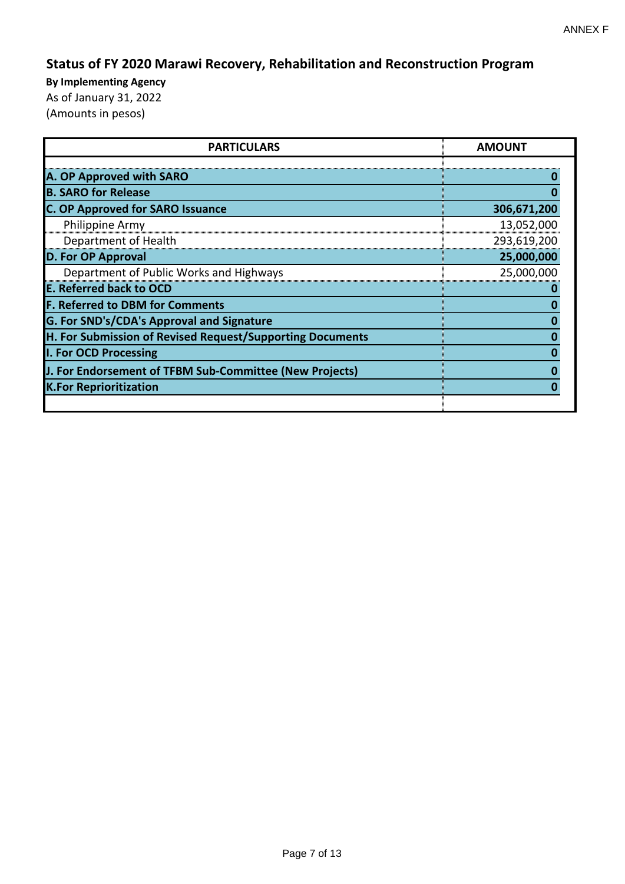ANNEX F

## Status of FY 2020 Marawi Recovery, Rehabilitation and Reconstruction Program

**By Implementing Agency**

As of January 31, 2022

(Amounts in pesos)

| PARTICULARS | AMOUNT |
|---|---|
| **A. OP Approved with SARO** | **0** |
| **B. SARO for Release** | **0** |
| **C. OP Approved for SARO Issuance** | **306,671,200** |
| Philippine Army | 13,052,000 |
| Department of Health | 293,619,200 |
| **D. For OP Approval** | **25,000,000** |
| Department of Public Works and Highways | 25,000,000 |
| **E. Referred back to OCD** | **0** |
| **F. Referred to DBM for Comments** | **0** |
| **G. For SND's/CDA's Approval and Signature** | **0** |
| **H. For Submission of Revised Request/Supporting Documents** | **0** |
| **I. For OCD Processing** | **0** |
| **J. For Endorsement of TFBM Sub-Committee (New Projects)** | **0** |
| **K.For Reprioritization** | **0** |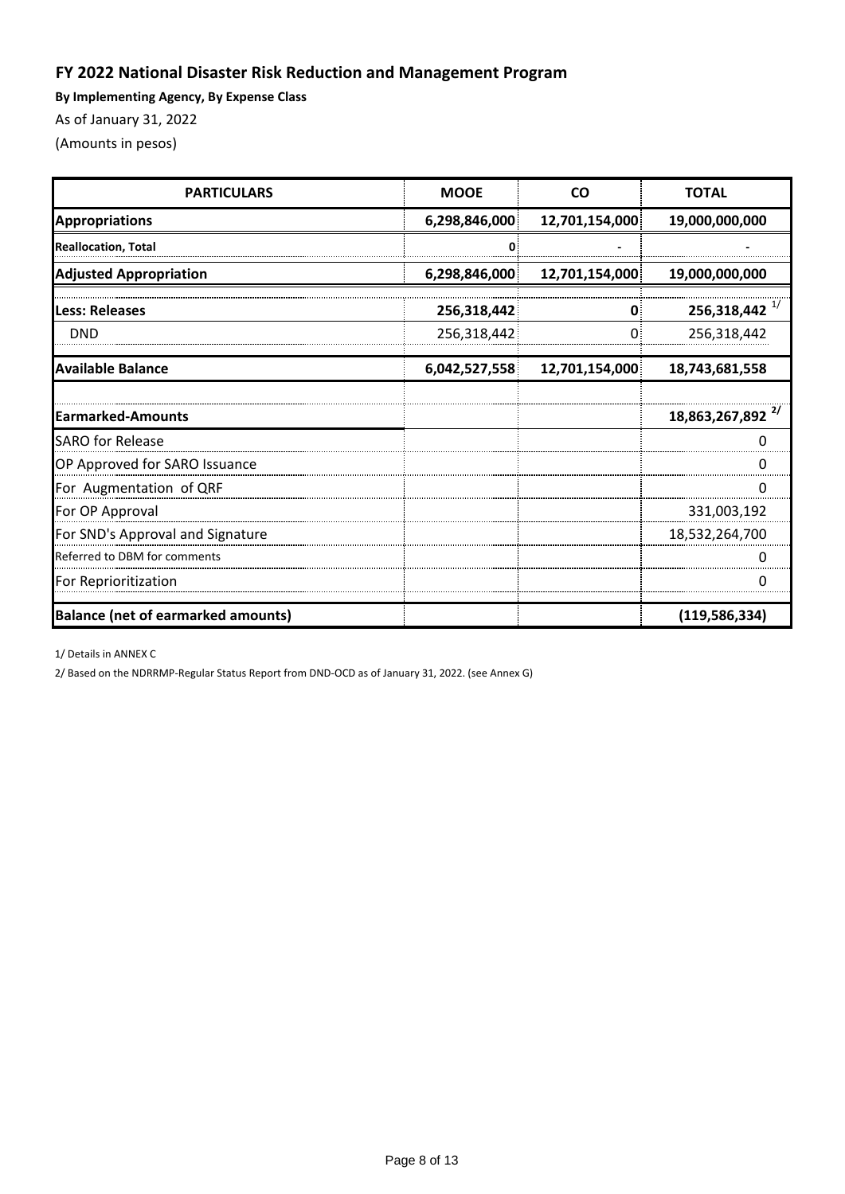## FY 2022 National Disaster Risk Reduction and Management Program

**By Implementing Agency, By Expense Class**

As of January 31, 2022

(Amounts in pesos)

| PARTICULARS | MOOE | CO | TOTAL |
|---|---|---|---|
| **Appropriations** | **6,298,846,000** | **12,701,154,000** | **19,000,000,000** |
| **Reallocation, Total** | **0** | **-** | **-** |
| **Adjusted Appropriation** | **6,298,846,000** | **12,701,154,000** | **19,000,000,000** |
| **Less: Releases** | **256,318,442** | **0** | **256,318,442** [1/] |
| DND | 256,318,442 | 0 | 256,318,442 |
| **Available Balance** | **6,042,527,558** | **12,701,154,000** | **18,743,681,558** |
| | | | |
| **Earmarked-Amounts** | | | **18,863,267,892** [2/] |
| SARO for Release | | | 0 |
| OP Approved for SARO Issuance | | | 0 |
| For Augmentation of QRF | | | 0 |
| For OP Approval | | | 331,003,192 |
| For SND's Approval and Signature | | | 18,532,264,700 |
| Referred to DBM for comments | | | 0 |
| For Reprioritization | | | 0 |
| **Balance (net of earmarked amounts)** | | | **(119,586,334)** |

1/ Details in ANNEX C

2/ Based on the NDRRMP-Regular Status Report from DND-OCD as of January 31, 2022. (see Annex G)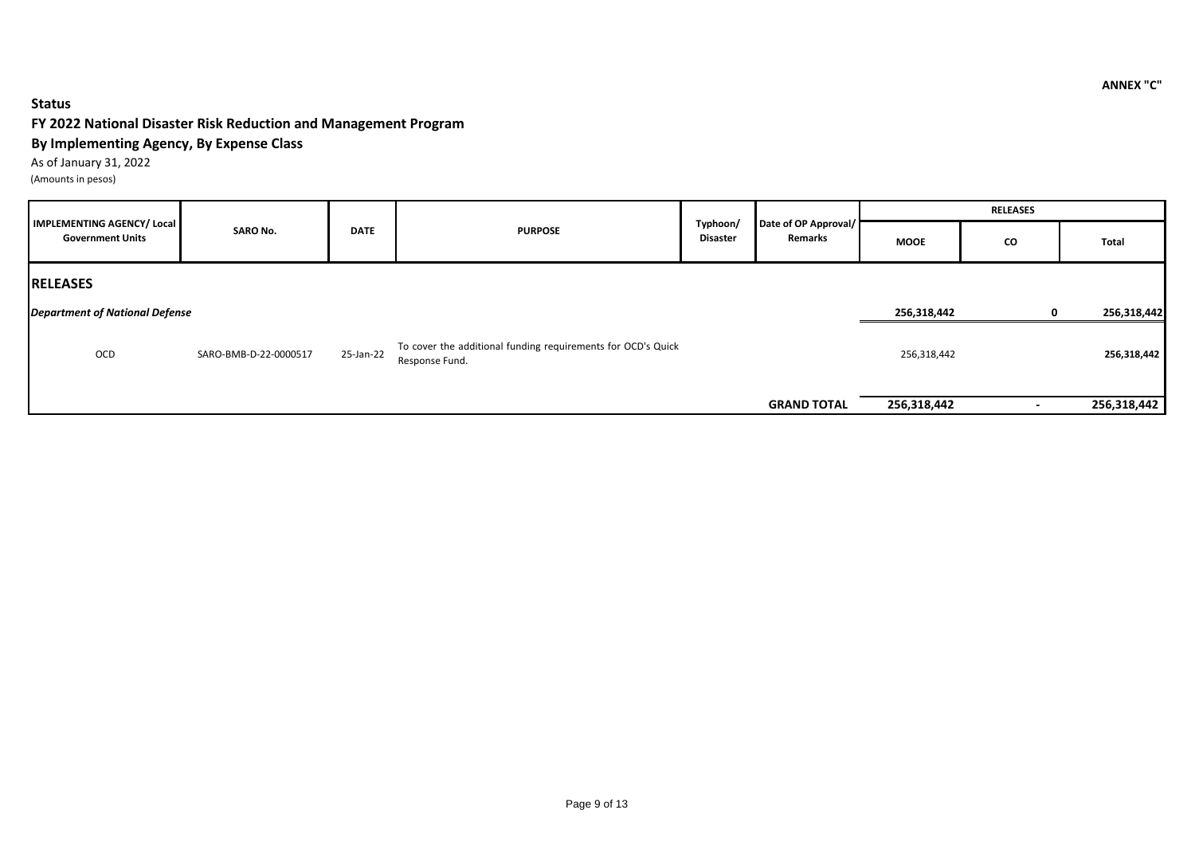ANNEX "C"

**Status**

**FY 2022 National Disaster Risk Reduction and Management Program**

**By Implementing Agency, By Expense Class**

As of January 31, 2022

(Amounts in pesos)

| IMPLEMENTING AGENCY/ Local Government Units | SARO No. | DATE | PURPOSE | Typhoon/ Disaster | Date of OP Approval/ Remarks | RELEASES | | |
|---|---|---|---|---|---|---|---|---|
| | | | | | | MOOE | CO | Total |
| **RELEASES** | | | | | | | | |
| ***Department of National Defense*** | | | | | | **256,318,442** | **0** | **256,318,442** |
| OCD | SARO-BMB-D-22-0000517 | 25-Jan-22 | To cover the additional funding requirements for OCD's Quick Response Fund. | | | 256,318,442 | | **256,318,442** |
| | | | | | **GRAND TOTAL** | **256,318,442** | **-** | **256,318,442** |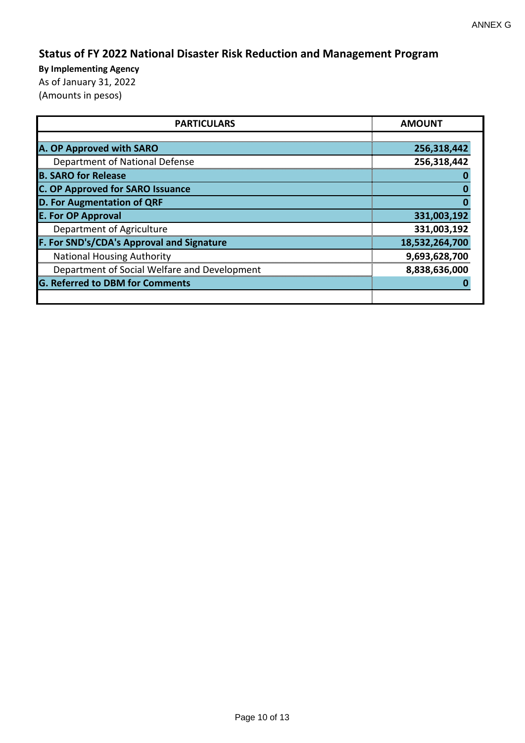ANNEX G

## Status of FY 2022 National Disaster Risk Reduction and Management Program

**By Implementing Agency**

As of January 31, 2022

(Amounts in pesos)

| PARTICULARS | AMOUNT |
|---|---|
| **A. OP Approved with SARO** | **256,318,442** |
| Department of National Defense | **256,318,442** |
| **B. SARO for Release** | **0** |
| **C. OP Approved for SARO Issuance** | **0** |
| **D. For Augmentation of QRF** | **0** |
| **E. For OP Approval** | **331,003,192** |
| Department of Agriculture | **331,003,192** |
| **F. For SND's/CDA's Approval and Signature** | **18,532,264,700** |
| National Housing Authority | **9,693,628,700** |
| Department of Social Welfare and Development | **8,838,636,000** |
| **G. Referred to DBM for Comments** | **0** |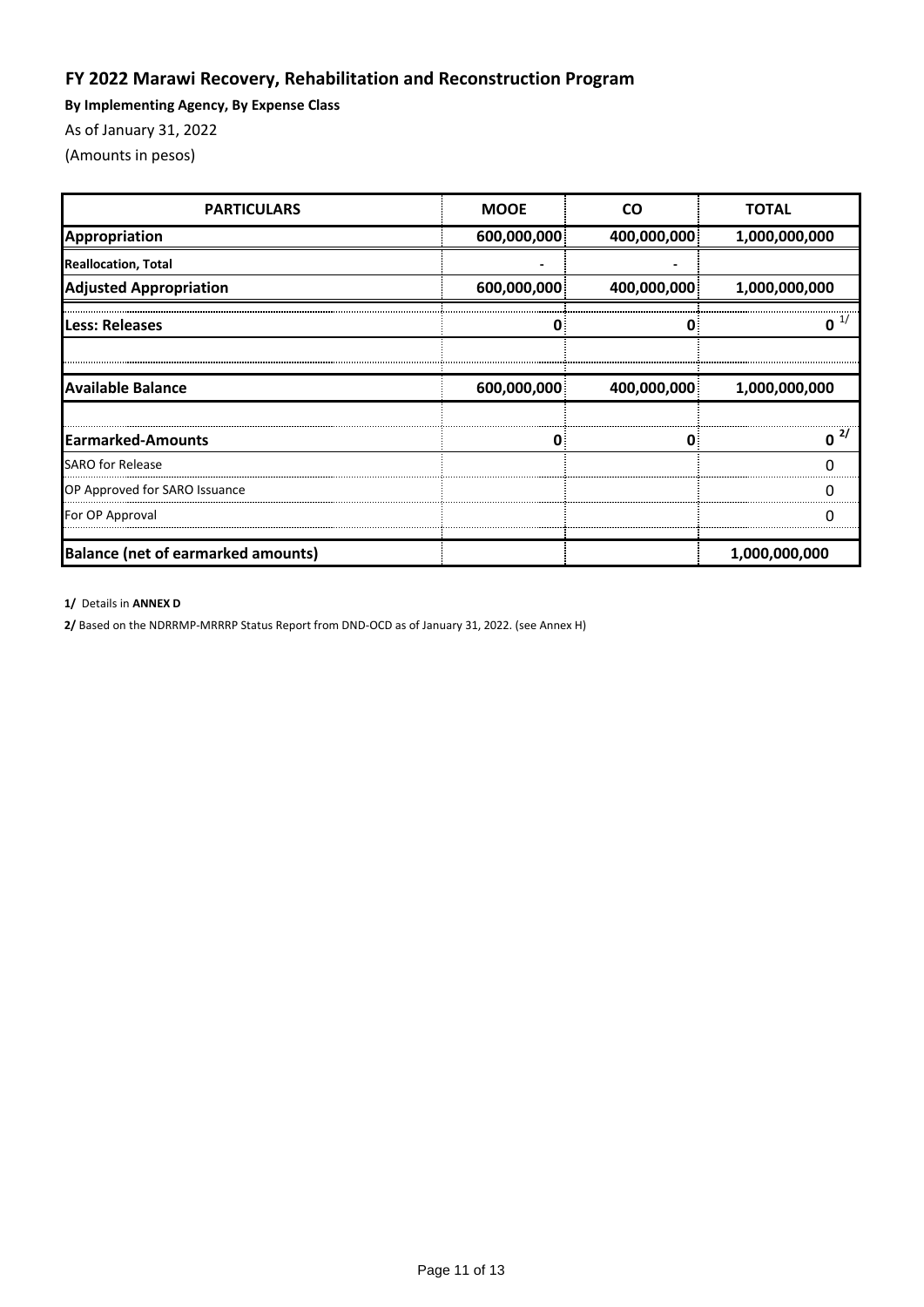# FY 2022 Marawi Recovery, Rehabilitation and Reconstruction Program

**By Implementing Agency, By Expense Class**

As of January 31, 2022

(Amounts in pesos)

| PARTICULARS | MOOE | CO | TOTAL |
|---|---|---|---|
| **Appropriation** | 600,000,000 | 400,000,000 | 1,000,000,000 |
| **Reallocation, Total** | - | - | |
| **Adjusted Appropriation** | 600,000,000 | 400,000,000 | 1,000,000,000 |
| **Less: Releases** | 0 | 0 | 0 [1/] |
| | | | |
| **Available Balance** | 600,000,000 | 400,000,000 | 1,000,000,000 |
| | | | |
| **Earmarked-Amounts** | 0 | 0 | 0 [2/] |
| SARO for Release | | | 0 |
| OP Approved for SARO Issuance | | | 0 |
| For OP Approval | | | 0 |
| **Balance (net of earmarked amounts)** | | | 1,000,000,000 |

**1/** Details in **ANNEX D**

**2/** Based on the NDRRMP-MRRRP Status Report from DND-OCD as of January 31, 2022. (see Annex H)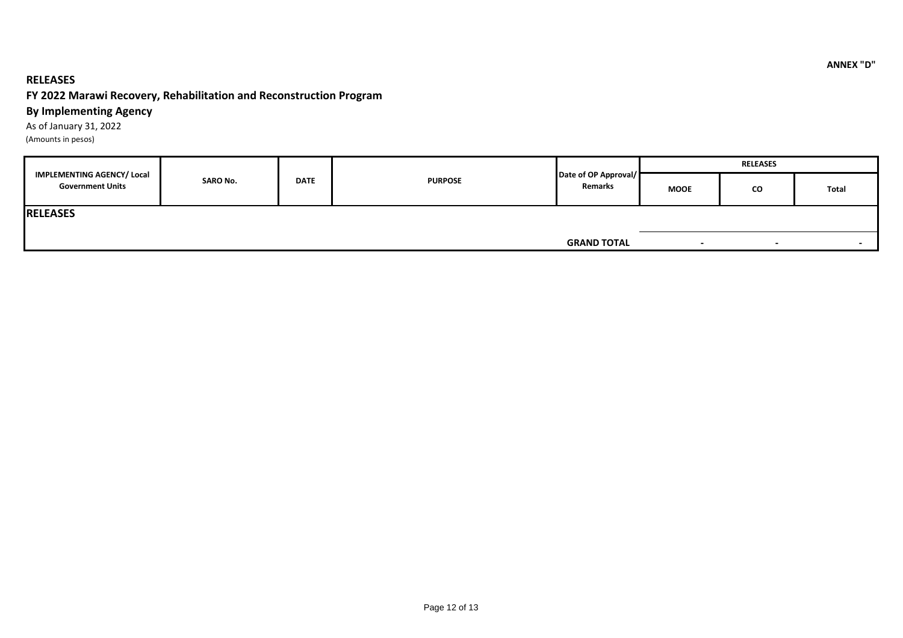ANNEX "D"

**RELEASES**

**FY 2022 Marawi Recovery, Rehabilitation and Reconstruction Program**

**By Implementing Agency**

As of January 31, 2022

(Amounts in pesos)

| IMPLEMENTING AGENCY/ Local Government Units | SARO No. | DATE | PURPOSE | Date of OP Approval/ Remarks | RELEASES | | |
|---|---|---|---|---|---|---|---|
| | | | | | MOOE | CO | Total |
| **RELEASES** | | | | | | | |
| | | | | **GRAND TOTAL** | - | - | - |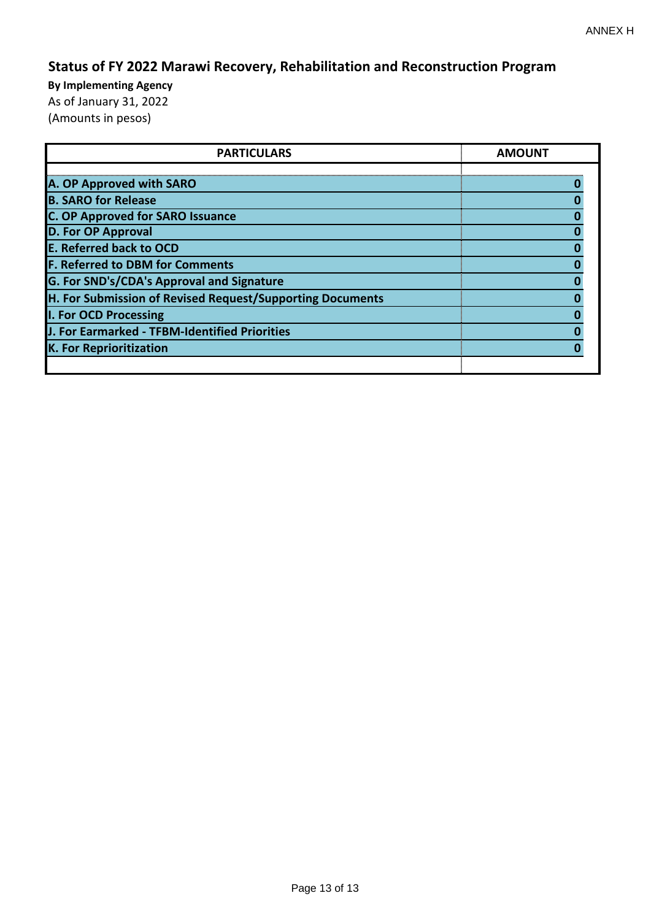ANNEX H

## Status of FY 2022 Marawi Recovery, Rehabilitation and Reconstruction Program

**By Implementing Agency**

As of January 31, 2022

(Amounts in pesos)

| PARTICULARS | AMOUNT |
|---|---|
| **A. OP Approved with SARO** | **0** |
| **B. SARO for Release** | **0** |
| **C. OP Approved for SARO Issuance** | **0** |
| **D. For OP Approval** | **0** |
| **E. Referred back to OCD** | **0** |
| **F. Referred to DBM for Comments** | **0** |
| **G. For SND's/CDA's Approval and Signature** | **0** |
| **H. For Submission of Revised Request/Supporting Documents** | **0** |
| **I. For OCD Processing** | **0** |
| **J. For Earmarked - TFBM-Identified Priorities** | **0** |
| **K. For Reprioritization** | **0** |